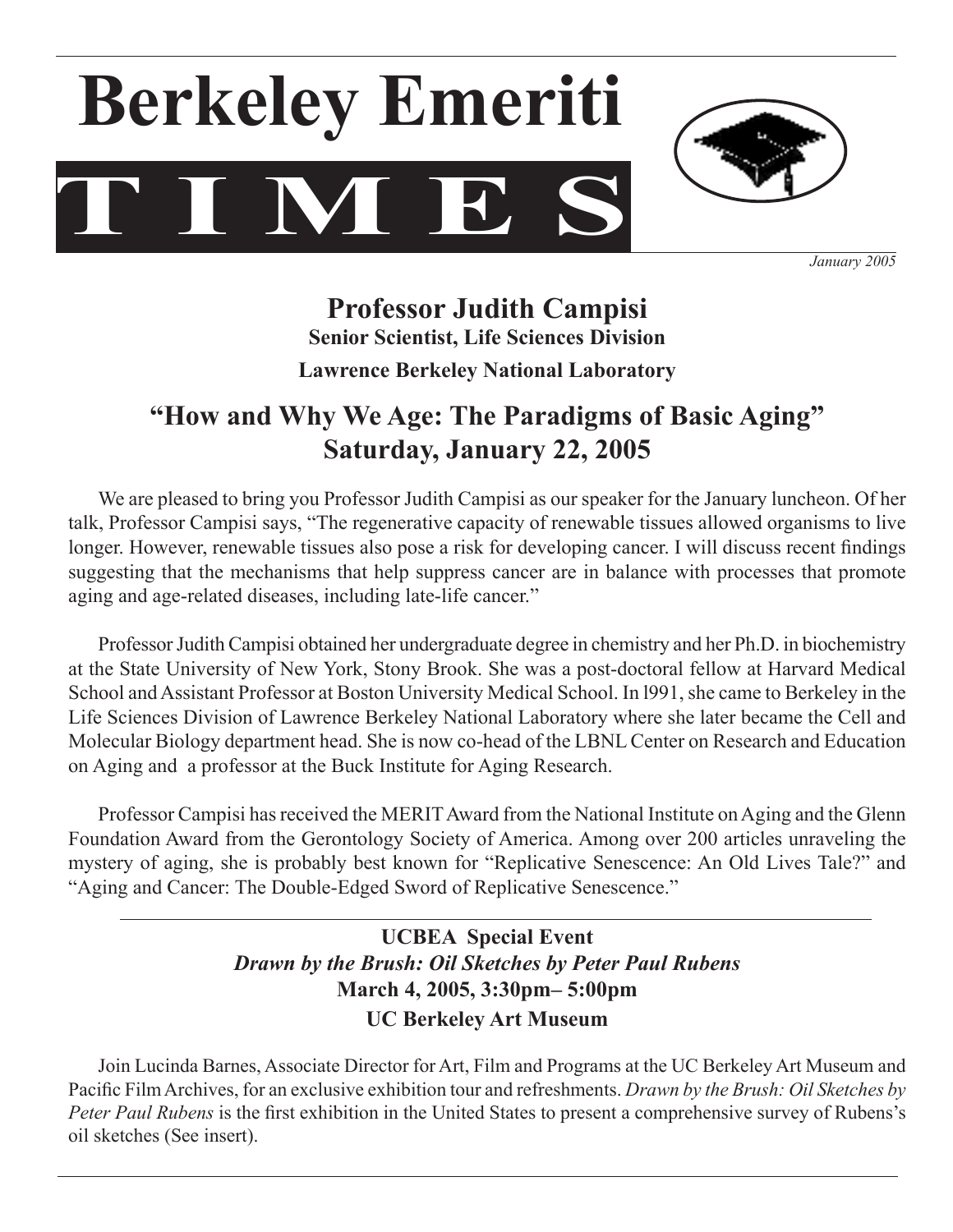# Berkeley Emeriti TIMES

*January 2005*

## Professor Judith Campisi

**Senior Scientist, Life Sciences Division**

**Lawrence Berkeley National Laboratory**

## "How and Why We Age: The Paradigms of Basic Aging"

## Saturday, January 22, 2005

We are pleased to bring you Professor Judith Campisi as our speaker for the January luncheon. Of her talk, Professor Campisi says, "The regenerative capacity of renewable tissues allowed organisms to live longer. However, renewable tissues also pose a risk for developing cancer. I will discuss recent findings suggesting that the mechanisms that help suppress cancer are in balance with processes that promote aging and age-related diseases, including late-life cancer."

Professor Judith Campisi obtained her undergraduate degree in chemistry and her Ph.D. in biochemistry at the State University of New York, Stony Brook. She was a post-doctoral fellow at Harvard Medical School and Assistant Professor at Boston University Medical School. In l991, she came to Berkeley in the Life Sciences Division of Lawrence Berkeley National Laboratory where she later became the Cell and Molecular Biology department head. She is now co-head of the LBNL Center on Research and Education on Aging and a professor at the Buck Institute for Aging Research.

Professor Campisi has received the MERIT Award from the National Institute on Aging and the Glenn Foundation Award from the Gerontology Society of America. Among over 200 articles unraveling the mystery of aging, she is probably best known for "Replicative Senescence: An Old Lives Tale?" and "Aging and Cancer: The Double-Edged Sword of Replicative Senescence."

---

### UCBEA Special Event

***Drawn by the Brush: Oil Sketches by Peter Paul Rubens***

**March 4, 2005, 3:30pm– 5:00pm**

**UC Berkeley Art Museum**

Join Lucinda Barnes, Associate Director for Art, Film and Programs at the UC Berkeley Art Museum and Pacific Film Archives, for an exclusive exhibition tour and refreshments. *Drawn by the Brush: Oil Sketches by Peter Paul Rubens* is the first exhibition in the United States to present a comprehensive survey of Rubens's oil sketches (See insert).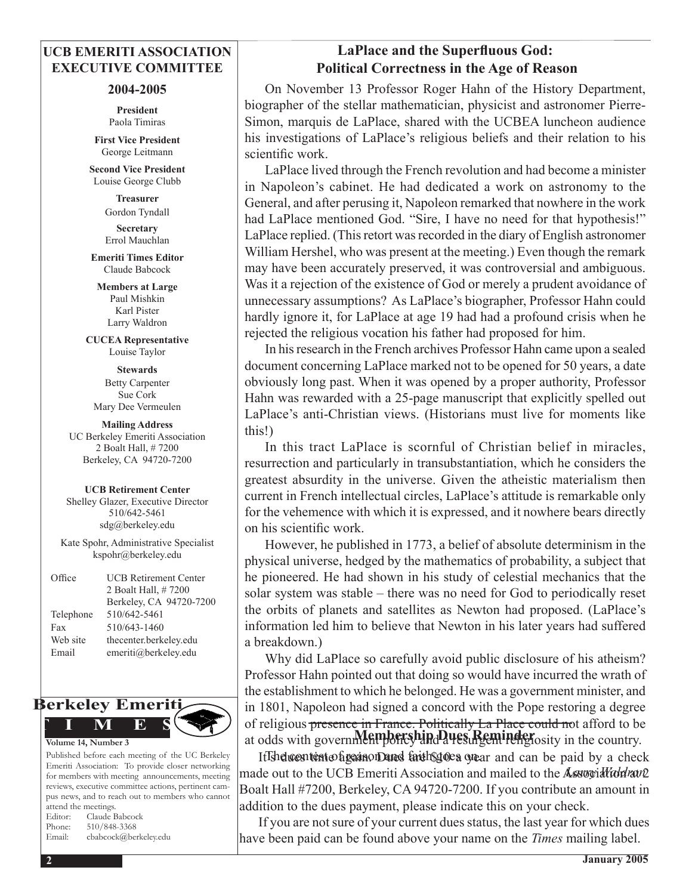## UCB EMERITI ASSOCIATION EXECUTIVE COMMITTEE

### 2004-2005

**President**
Paola Timiras

**First Vice President**
George Leitmann

**Second Vice President**
Louise George Clubb

**Treasurer**
Gordon Tyndall

**Secretary**
Errol Mauchlan

**Emeriti Times Editor**
Claude Babcock

**Members at Large**
Paul Mishkin
Karl Pister
Larry Waldron

**CUCEA Representative**
Louise Taylor

**Stewards**
Betty Carpenter
Sue Cork
Mary Dee Vermeulen

**Mailing Address**
UC Berkeley Emeriti Association
2 Boalt Hall, # 7200
Berkeley, CA 94720-7200

**UCB Retirement Center**
Shelley Glazer, Executive Director
510/642-5461
sdg@berkeley.edu

Kate Spohr, Administrative Specialist
kspohr@berkeley.edu

| | |
|---|---|
| Office | UCB Retirement Center<br>2 Boalt Hall, # 7200<br>Berkeley, CA 94720-7200 |
| Telephone | 510/642-5461 |
| Fax | 510/643-1460 |
| Web site | thecenter.berkeley.edu |
| Email | emeriti@berkeley.edu |

**Berkeley Emeriti TIMES**

**Volume 14, Number 3**

Published before each meeting of the UC Berkeley Emeriti Association: To provide closer networking for members with meeting announcements, meeting reviews, executive committee actions, pertinent campus news, and to reach out to members who cannot attend the meetings.

Editor: Claude Babcock
Phone: 510/848-3368
Email: cbabcock@berkeley.edu

## LaPlace and the Superfluous God: Political Correctness in the Age of Reason

On November 13 Professor Roger Hahn of the History Department, biographer of the stellar mathematician, physicist and astronomer Pierre-Simon, marquis de LaPlace, shared with the UCBEA luncheon audience his investigations of LaPlace's religious beliefs and their relation to his scientific work.

LaPlace lived through the French revolution and had become a minister in Napoleon's cabinet. He had dedicated a work on astronomy to the General, and after perusing it, Napoleon remarked that nowhere in the work had LaPlace mentioned God. "Sire, I have no need for that hypothesis!" LaPlace replied. (This retort was recorded in the diary of English astronomer William Hershel, who was present at the meeting.) Even though the remark may have been accurately preserved, it was controversial and ambiguous. Was it a rejection of the existence of God or merely a prudent avoidance of unnecessary assumptions? As LaPlace's biographer, Professor Hahn could hardly ignore it, for LaPlace at age 19 had had a profound crisis when he rejected the religious vocation his father had proposed for him.

In his research in the French archives Professor Hahn came upon a sealed document concerning LaPlace marked not to be opened for 50 years, a date obviously long past. When it was opened by a proper authority, Professor Hahn was rewarded with a 25-page manuscript that explicitly spelled out LaPlace's anti-Christian views. (Historians must live for moments like this!)

In this tract LaPlace is scornful of Christian belief in miracles, resurrection and particularly in transubstantiation, which he considers the greatest absurdity in the universe. Given the atheistic materialism then current in French intellectual circles, LaPlace's attitude is remarkable only for the vehemence with which it is expressed, and it nowhere bears directly on his scientific work.

However, he published in 1773, a belief of absolute determinism in the physical universe, hedged by the mathematics of probability, a subject that he pioneered. He had shown in his study of celestial mechanics that the solar system was stable – there was no need for God to periodically reset the orbits of planets and satellites as Newton had proposed. (LaPlace's information led him to believe that Newton in his later years had suffered a breakdown.)

Why did LaPlace so carefully avoid public disclosure of his atheism? Professor Hahn pointed out that doing so would have incurred the wrath of the establishment to which he belonged. He was a government minister, and in 1801, Napoleon had signed a concord with the Pope restoring a degree of religious presence in France. Politically La Place could not afford to be at odds with government policy and a resurgent religiosity in the country. The contest of reason and faith goes on.

*Larry Waldron*

### Membership Dues Reminder

It's dues time again. Dues are $10 a year and can be paid by a check made out to the UCB Emeriti Association and mailed to the Association at 2 Boalt Hall #7200, Berkeley, CA 94720-7200. If you contribute an amount in addition to the dues payment, please indicate this on your check.

If you are not sure of your current dues status, the last year for which dues have been paid can be found above your name on the *Times* mailing label.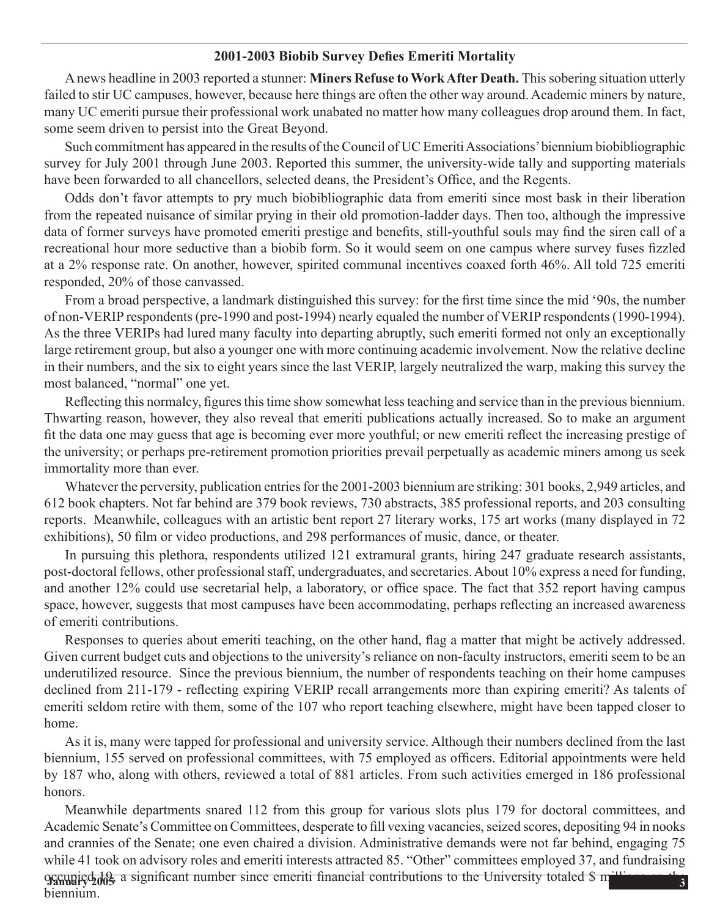## 2001-2003 Biobib Survey Defies Emeriti Mortality

A news headline in 2003 reported a stunner: **Miners Refuse to Work After Death.** This sobering situation utterly failed to stir UC campuses, however, because here things are often the other way around. Academic miners by nature, many UC emeriti pursue their professional work unabated no matter how many colleagues drop around them. In fact, some seem driven to persist into the Great Beyond.

Such commitment has appeared in the results of the Council of UC Emeriti Associations' biennium biobibliographic survey for July 2001 through June 2003. Reported this summer, the university-wide tally and supporting materials have been forwarded to all chancellors, selected deans, the President's Office, and the Regents.

Odds don't favor attempts to pry much biobibliographic data from emeriti since most bask in their liberation from the repeated nuisance of similar prying in their old promotion-ladder days. Then too, although the impressive data of former surveys have promoted emeriti prestige and benefits, still-youthful souls may find the siren call of a recreational hour more seductive than a biobib form. So it would seem on one campus where survey fuses fizzled at a 2% response rate. On another, however, spirited communal incentives coaxed forth 46%. All told 725 emeriti responded, 20% of those canvassed.

From a broad perspective, a landmark distinguished this survey: for the first time since the mid '90s, the number of non-VERIP respondents (pre-1990 and post-1994) nearly equaled the number of VERIP respondents (1990-1994). As the three VERIPs had lured many faculty into departing abruptly, such emeriti formed not only an exceptionally large retirement group, but also a younger one with more continuing academic involvement. Now the relative decline in their numbers, and the six to eight years since the last VERIP, largely neutralized the warp, making this survey the most balanced, "normal" one yet.

Reflecting this normalcy, figures this time show somewhat less teaching and service than in the previous biennium. Thwarting reason, however, they also reveal that emeriti publications actually increased. So to make an argument fit the data one may guess that age is becoming ever more youthful; or new emeriti reflect the increasing prestige of the university; or perhaps pre-retirement promotion priorities prevail perpetually as academic miners among us seek immortality more than ever.

Whatever the perversity, publication entries for the 2001-2003 biennium are striking: 301 books, 2,949 articles, and 612 book chapters. Not far behind are 379 book reviews, 730 abstracts, 385 professional reports, and 203 consulting reports. Meanwhile, colleagues with an artistic bent report 27 literary works, 175 art works (many displayed in 72 exhibitions), 50 film or video productions, and 298 performances of music, dance, or theater.

In pursuing this plethora, respondents utilized 121 extramural grants, hiring 247 graduate research assistants, post-doctoral fellows, other professional staff, undergraduates, and secretaries. About 10% express a need for funding, and another 12% could use secretarial help, a laboratory, or office space. The fact that 352 report having campus space, however, suggests that most campuses have been accommodating, perhaps reflecting an increased awareness of emeriti contributions.

Responses to queries about emeriti teaching, on the other hand, flag a matter that might be actively addressed. Given current budget cuts and objections to the university's reliance on non-faculty instructors, emeriti seem to be an underutilized resource. Since the previous biennium, the number of respondents teaching on their home campuses declined from 211-179 - reflecting expiring VERIP recall arrangements more than expiring emeriti? As talents of emeriti seldom retire with them, some of the 107 who report teaching elsewhere, might have been tapped closer to home.

As it is, many were tapped for professional and university service. Although their numbers declined from the last biennium, 155 served on professional committees, with 75 employed as officers. Editorial appointments were held by 187 who, along with others, reviewed a total of 881 articles. From such activities emerged in 186 professional honors.

Meanwhile departments snared 112 from this group for various slots plus 179 for doctoral committees, and Academic Senate's Committee on Committees, desperate to fill vexing vacancies, seized scores, depositing 94 in nooks and crannies of the Senate; one even chaired a division. Administrative demands were not far behind, engaging 75 while 41 took on advisory roles and emeriti interests attracted 85. "Other" committees employed 37, and fundraising occupied 19, a significant number since emeriti financial contributions to the University totaled $ millions on the biennium.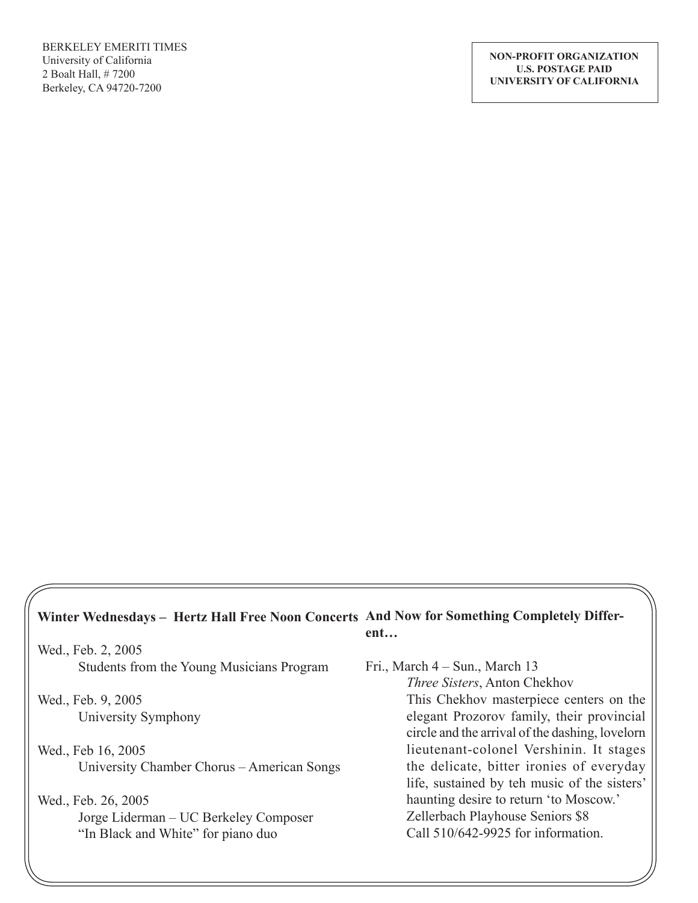BERKELEY EMERITI TIMES
University of California
2 Boalt Hall, # 7200
Berkeley, CA 94720-7200

**NON-PROFIT ORGANIZATION**
**U.S. POSTAGE PAID**
**UNIVERSITY OF CALIFORNIA**

## Winter Wednesdays – Hertz Hall Free Noon Concerts

Wed., Feb. 2, 2005
Students from the Young Musicians Program

Wed., Feb. 9, 2005
University Symphony

Wed., Feb 16, 2005
University Chamber Chorus – American Songs

Wed., Feb. 26, 2005
Jorge Liderman – UC Berkeley Composer
"In Black and White" for piano duo

## And Now for Something Completely Different…

Fri., March 4 – Sun., March 13
*Three Sisters*, Anton Chekhov
This Chekhov masterpiece centers on the elegant Prozorov family, their provincial circle and the arrival of the dashing, lovelorn lieutenant-colonel Vershinin. It stages the delicate, bitter ironies of everyday life, sustained by teh music of the sisters' haunting desire to return 'to Moscow.'
Zellerbach Playhouse Seniors $8
Call 510/642-9925 for information.